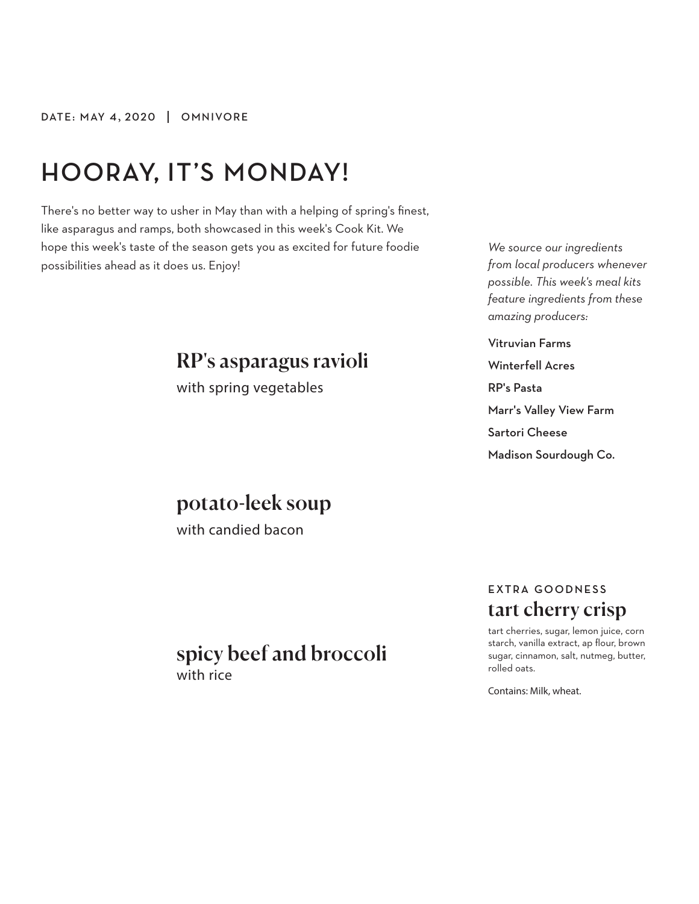DATE: MAY 4, 2020 | OMNIVORE

# HOORAY, IT'S MONDAY!

There's no better way to usher in May than with a helping of spring's finest, like asparagus and ramps, both showcased in this week's Cook Kit. We hope this week's taste of the season gets you as excited for future foodie possibilities ahead as it does us. Enjoy!

## RP's asparagus ravioli

with spring vegetables

## potato-leek soup

with candied bacon

## spicy beef and broccoli

with rice

*We source our ingredients from local producers whenever possible. This week's meal kits feature ingredients from these amazing producers:*

Vitruvian Farms

Winterfell Acres

RP's Pasta

Marr's Valley View Farm

Sartori Cheese

Madison Sourdough Co.

EXTRA GOODNESS

## tart cherry crisp

tart cherries, sugar, lemon juice, corn starch, vanilla extract, ap flour, brown sugar, cinnamon, salt, nutmeg, butter, rolled oats.

Contains: Milk, wheat.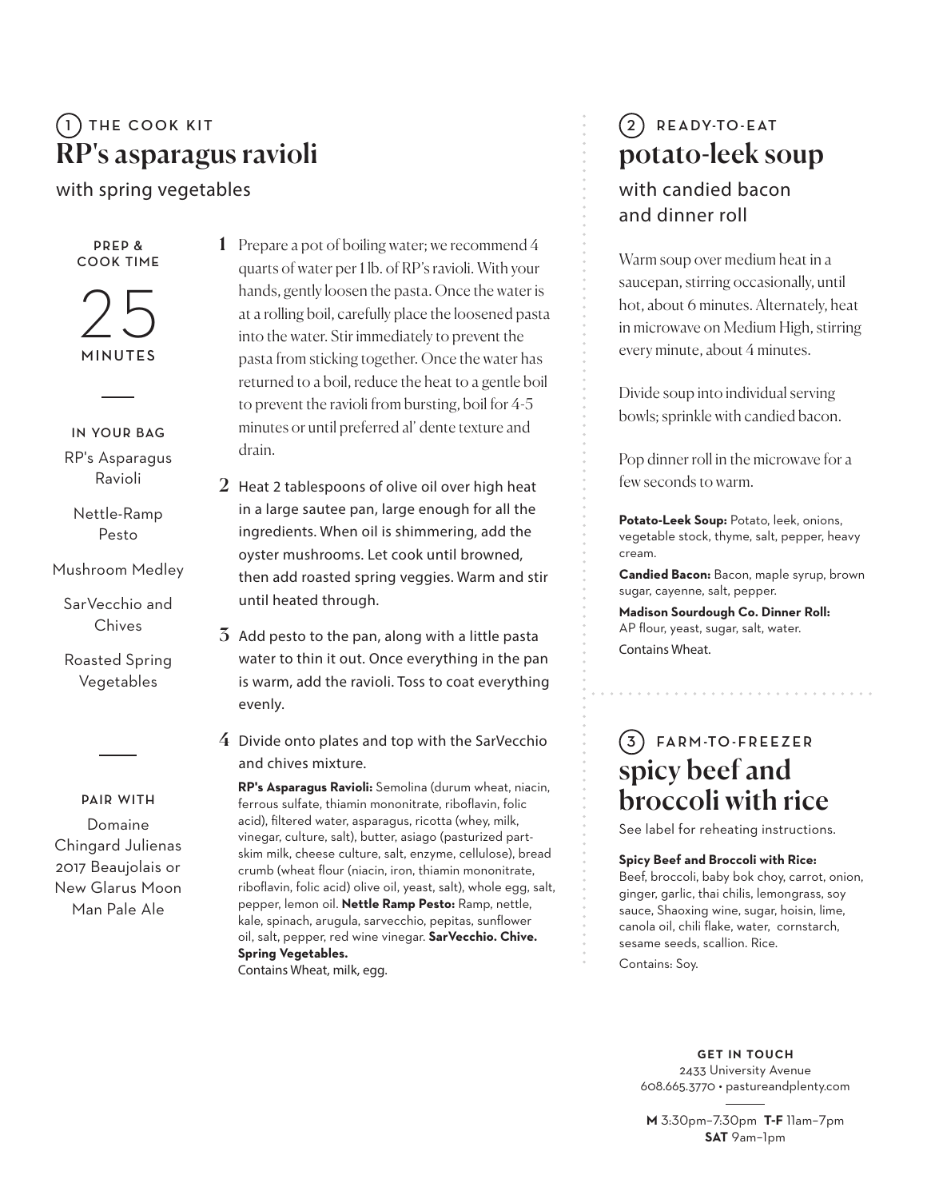## 1 THE COOK KIT

# RP's asparagus ravioli

with spring vegetables

**PREP & COOK TIME**

25

**MINUTES**

**IN YOUR BAG**

RP's Asparagus Ravioli

Nettle-Ramp Pesto

Mushroom Medley

SarVecchio and Chives

Roasted Spring Vegetables

**PAIR WITH**

Domaine Chingard Julienas 2017 Beaujolais or New Glarus Moon Man Pale Ale

1. Prepare a pot of boiling water; we recommend 4 quarts of water per 1 lb. of RP's ravioli. With your hands, gently loosen the pasta. Once the water is at a rolling boil, carefully place the loosened pasta into the water. Stir immediately to prevent the pasta from sticking together. Once the water has returned to a boil, reduce the heat to a gentle boil to prevent the ravioli from bursting, boil for 4-5 minutes or until preferred al' dente texture and drain.
2. Heat 2 tablespoons of olive oil over high heat in a large sautee pan, large enough for all the ingredients. When oil is shimmering, add the oyster mushrooms. Let cook until browned, then add roasted spring veggies. Warm and stir until heated through.
3. Add pesto to the pan, along with a little pasta water to thin it out. Once everything in the pan is warm, add the ravioli. Toss to coat everything evenly.
4. Divide onto plates and top with the SarVecchio and chives mixture.

**RP's Asparagus Ravioli:** Semolina (durum wheat, niacin, ferrous sulfate, thiamin mononitrate, riboflavin, folic acid), filtered water, asparagus, ricotta (whey, milk, vinegar, culture, salt), butter, asiago (pasturized part-skim milk, cheese culture, salt, enzyme, cellulose), bread crumb (wheat flour (niacin, iron, thiamin mononitrate, riboflavin, folic acid) olive oil, yeast, salt), whole egg, salt, pepper, lemon oil. **Nettle Ramp Pesto:** Ramp, nettle, kale, spinach, arugula, sarvecchio, pepitas, sunflower oil, salt, pepper, red wine vinegar. **SarVecchio. Chive. Spring Vegetables.**
Contains Wheat, milk, egg.

## 2 READY-TO-EAT

# potato-leek soup

with candied bacon and dinner roll

Warm soup over medium heat in a saucepan, stirring occasionally, until hot, about 6 minutes. Alternately, heat in microwave on Medium High, stirring every minute, about 4 minutes.

Divide soup into individual serving bowls; sprinkle with candied bacon.

Pop dinner roll in the microwave for a few seconds to warm.

**Potato-Leek Soup:** Potato, leek, onions, vegetable stock, thyme, salt, pepper, heavy cream.

**Candied Bacon:** Bacon, maple syrup, brown sugar, cayenne, salt, pepper.

**Madison Sourdough Co. Dinner Roll:** AP flour, yeast, sugar, salt, water.
Contains Wheat.

## 3 FARM-TO-FREEZER

# spicy beef and broccoli with rice

See label for reheating instructions.

**Spicy Beef and Broccoli with Rice:** Beef, broccoli, baby bok choy, carrot, onion, ginger, garlic, thai chilis, lemongrass, soy sauce, Shaoxing wine, sugar, hoisin, lime, canola oil, chili flake, water, cornstarch, sesame seeds, scallion. Rice.

Contains: Soy.

**GET IN TOUCH**

2433 University Avenue
608.665.3770 • pastureandplenty.com

**M** 3:30pm–7:30pm **T-F** 11am–7pm
**SAT** 9am–1pm